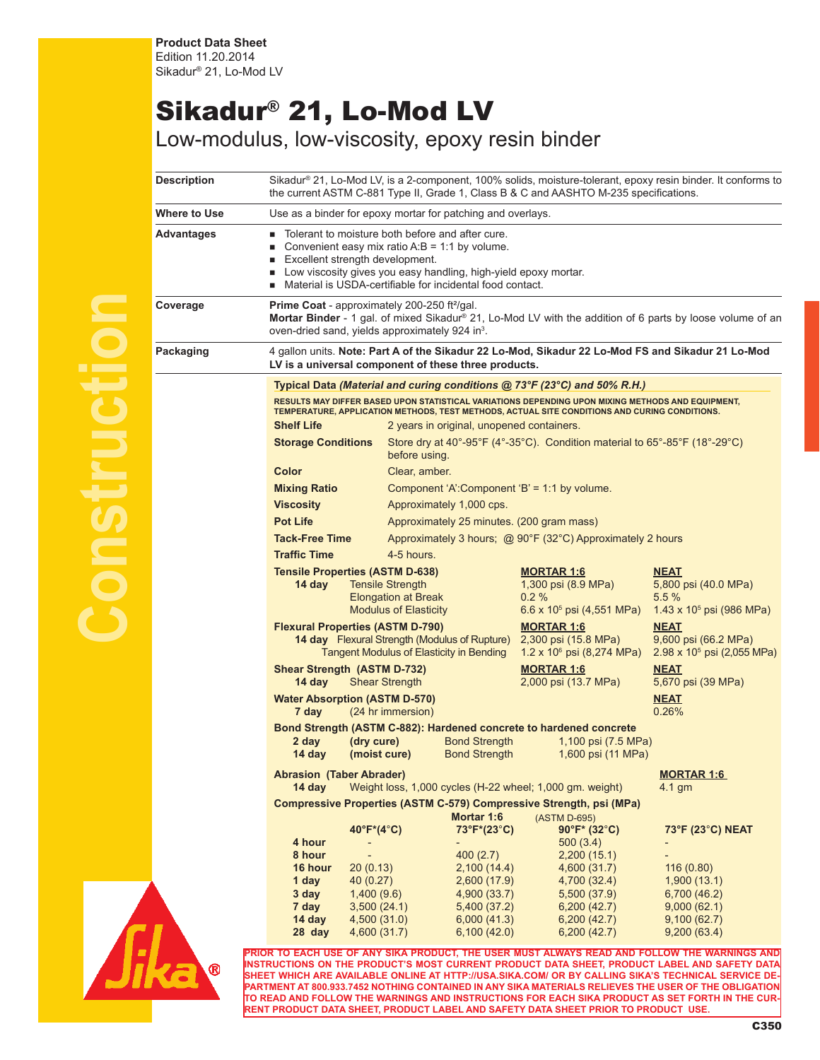**Product Data Sheet**
Edition 11.20.2014
Sikadur® 21, Lo-Mod LV

# Sikadur® 21, Lo-Mod LV

## Low-modulus, low-viscosity, epoxy resin binder

**Description**

Sikadur® 21, Lo-Mod LV, is a 2-component, 100% solids, moisture-tolerant, epoxy resin binder. It conforms to the current ASTM C-881 Type II, Grade 1, Class B & C and AASHTO M-235 specifications.

**Where to Use**

Use as a binder for epoxy mortar for patching and overlays.

**Advantages**

- Tolerant to moisture both before and after cure.
- Convenient easy mix ratio A:B = 1:1 by volume.
- Excellent strength development.
- Low viscosity gives you easy handling, high-yield epoxy mortar.
- Material is USDA-certifiable for incidental food contact.

**Coverage**

**Prime Coat** - approximately 200-250 ft²/gal.
**Mortar Binder** - 1 gal. of mixed Sikadur® 21, Lo-Mod LV with the addition of 6 parts by loose volume of an oven-dried sand, yields approximately 924 in³.

**Packaging**

4 gallon units. **Note: Part A of the Sikadur 22 Lo-Mod, Sikadur 22 Lo-Mod FS and Sikadur 21 Lo-Mod LV is a universal component of these three products.**

### Typical Data *(Material and curing conditions @ 73°F (23°C) and 50% R.H.)*

RESULTS MAY DIFFER BASED UPON STATISTICAL VARIATIONS DEPENDING UPON MIXING METHODS AND EQUIPMENT, TEMPERATURE, APPLICATION METHODS, TEST METHODS, ACTUAL SITE CONDITIONS AND CURING CONDITIONS.

**Shelf Life** — 2 years in original, unopened containers.

**Storage Conditions** — Store dry at 40°-95°F (4°-35°C). Condition material to 65°-85°F (18°-29°C) before using.

**Color** — Clear, amber.

**Mixing Ratio** — Component 'A':Component 'B' = 1:1 by volume.

**Viscosity** — Approximately 1,000 cps.

**Pot Life** — Approximately 25 minutes. (200 gram mass)

**Tack-Free Time** — Approximately 3 hours; @ 90°F (32°C) Approximately 2 hours

**Traffic Time** — 4-5 hours.

**Tensile Properties (ASTM D-638)**

| 14 day | MORTAR 1:6 | NEAT |
|---|---|---|
| Tensile Strength | 1,300 psi (8.9 MPa) | 5,800 psi (40.0 MPa) |
| Elongation at Break | 0.2 % | 5.5 % |
| Modulus of Elasticity | 6.6 x 10⁵ psi (4,551 MPa) | 1.43 x 10⁵ psi (986 MPa) |

**Flexural Properties (ASTM D-790)**

| 14 day | MORTAR 1:6 | NEAT |
|---|---|---|
| Flexural Strength (Modulus of Rupture) | 2,300 psi (15.8 MPa) | 9,600 psi (66.2 MPa) |
| Tangent Modulus of Elasticity in Bending | 1.2 x 10⁶ psi (8,274 MPa) | 2.98 x 10⁵ psi (2,055 MPa) |

**Shear Strength (ASTM D-732)**

| 14 day | MORTAR 1:6 | NEAT |
|---|---|---|
| Shear Strength | 2,000 psi (13.7 MPa) | 5,670 psi (39 MPa) |

**Water Absorption (ASTM D-570)**

| 7 day | NEAT |
|---|---|
| (24 hr immersion) | 0.26% |

**Bond Strength (ASTM C-882): Hardened concrete to hardened concrete**

| Age | Cure | | |
|---|---|---|---|
| 2 day | (dry cure) | Bond Strength | 1,100 psi (7.5 MPa) |
| 14 day | (moist cure) | Bond Strength | 1,600 psi (11 MPa) |

**Abrasion (Taber Abrader)**

| 14 day | MORTAR 1:6 |
|---|---|
| Weight loss, 1,000 cycles (H-22 wheel; 1,000 gm. weight) | 4.1 gm |

**Compressive Properties (ASTM C-579) Compressive Strength, psi (MPa)**

| | Mortar 1:6 | | (ASTM D-695) | |
|---|---|---|---|---|
| | 40°F*(4°C) | 73°F*(23°C) | 90°F* (32°C) | 73°F (23°C) NEAT |
| 4 hour | - | - | 500 (3.4) | - |
| 8 hour | - | 400 (2.7) | 2,200 (15.1) | - |
| 16 hour | 20 (0.13) | 2,100 (14.4) | 4,600 (31.7) | 116 (0.80) |
| 1 day | 40 (0.27) | 2,600 (17.9) | 4,700 (32.4) | 1,900 (13.1) |
| 3 day | 1,400 (9.6) | 4,900 (33.7) | 5,500 (37.9) | 6,700 (46.2) |
| 7 day | 3,500 (24.1) | 5,400 (37.2) | 6,200 (42.7) | 9,000 (62.1) |
| 14 day | 4,500 (31.0) | 6,000 (41.3) | 6,200 (42.7) | 9,100 (62.7) |
| 28 day | 4,600 (31.7) | 6,100 (42.0) | 6,200 (42.7) | 9,200 (63.4) |

**PRIOR TO EACH USE OF ANY SIKA PRODUCT, THE USER MUST ALWAYS READ AND FOLLOW THE WARNINGS AND INSTRUCTIONS ON THE PRODUCT'S MOST CURRENT PRODUCT DATA SHEET, PRODUCT LABEL AND SAFETY DATA SHEET WHICH ARE AVAILABLE ONLINE AT HTTP://USA.SIKA.COM/ OR BY CALLING SIKA'S TECHNICAL SERVICE DEPARTMENT AT 800.933.7452 NOTHING CONTAINED IN ANY SIKA MATERIALS RELIEVES THE USER OF THE OBLIGATION TO READ AND FOLLOW THE WARNINGS AND INSTRUCTIONS FOR EACH SIKA PRODUCT AS SET FORTH IN THE CURRENT PRODUCT DATA SHEET, PRODUCT LABEL AND SAFETY DATA SHEET PRIOR TO PRODUCT USE.**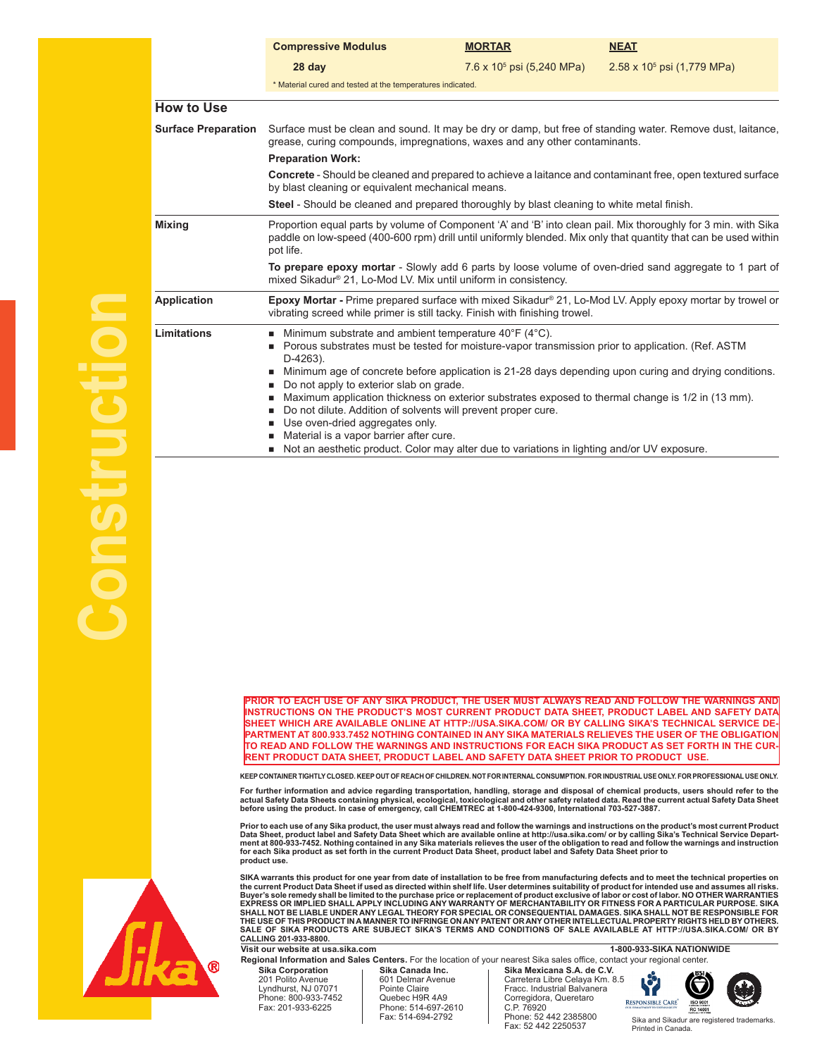| Compressive Modulus | MORTAR | NEAT |
|---|---|---|
| 28 day | 7.6 x $10^5$ psi (5,240 MPa) | 2.58 x $10^5$ psi (1,779 MPa) |

\* Material cured and tested at the temperatures indicated.

## How to Use

**Surface Preparation**

Surface must be clean and sound. It may be dry or damp, but free of standing water. Remove dust, laitance, grease, curing compounds, impregnations, waxes and any other contaminants.

**Preparation Work:**

**Concrete** - Should be cleaned and prepared to achieve a laitance and contaminant free, open textured surface by blast cleaning or equivalent mechanical means.

**Steel** - Should be cleaned and prepared thoroughly by blast cleaning to white metal finish.

**Mixing**

Proportion equal parts by volume of Component 'A' and 'B' into clean pail. Mix thoroughly for 3 min. with Sika paddle on low-speed (400-600 rpm) drill until uniformly blended. Mix only that quantity that can be used within pot life.

**To prepare epoxy mortar** - Slowly add 6 parts by loose volume of oven-dried sand aggregate to 1 part of mixed Sikadur® 21, Lo-Mod LV. Mix until uniform in consistency.

**Application**

**Epoxy Mortar -** Prime prepared surface with mixed Sikadur® 21, Lo-Mod LV. Apply epoxy mortar by trowel or vibrating screed while primer is still tacky. Finish with finishing trowel.

**Limitations**

- Minimum substrate and ambient temperature 40°F (4°C).
- Porous substrates must be tested for moisture-vapor transmission prior to application. (Ref. ASTM D-4263).
- Minimum age of concrete before application is 21-28 days depending upon curing and drying conditions.
- Do not apply to exterior slab on grade.
- Maximum application thickness on exterior substrates exposed to thermal change is 1/2 in (13 mm).
- Do not dilute. Addition of solvents will prevent proper cure.
- Use oven-dried aggregates only.
- Material is a vapor barrier after cure.
- Not an aesthetic product. Color may alter due to variations in lighting and/or UV exposure.

**PRIOR TO EACH USE OF ANY SIKA PRODUCT, THE USER MUST ALWAYS READ AND FOLLOW THE WARNINGS AND INSTRUCTIONS ON THE PRODUCT'S MOST CURRENT PRODUCT DATA SHEET, PRODUCT LABEL AND SAFETY DATA SHEET WHICH ARE AVAILABLE ONLINE AT HTTP://USA.SIKA.COM/ OR BY CALLING SIKA'S TECHNICAL SERVICE DEPARTMENT AT 800.933.7452 NOTHING CONTAINED IN ANY SIKA MATERIALS RELIEVES THE USER OF THE OBLIGATION TO READ AND FOLLOW THE WARNINGS AND INSTRUCTIONS FOR EACH SIKA PRODUCT AS SET FORTH IN THE CURRENT PRODUCT DATA SHEET, PRODUCT LABEL AND SAFETY DATA SHEET PRIOR TO PRODUCT USE.**

**KEEP CONTAINER TIGHTLY CLOSED. KEEP OUT OF REACH OF CHILDREN. NOT FOR INTERNAL CONSUMPTION. FOR INDUSTRIAL USE ONLY. FOR PROFESSIONAL USE ONLY.**

**For further information and advice regarding transportation, handling, storage and disposal of chemical products, users should refer to the actual Safety Data Sheets containing physical, ecological, toxicological and other safety related data. Read the current actual Safety Data Sheet before using the product. In case of emergency, call CHEMTREC at 1-800-424-9300, International 703-527-3887.**

**Prior to each use of any Sika product, the user must always read and follow the warnings and instructions on the product's most current Product Data Sheet, product label and Safety Data Sheet which are available online at http://usa.sika.com/ or by calling Sika's Technical Service Department at 800-933-7452. Nothing contained in any Sika materials relieves the user of the obligation to read and follow the warnings and instruction for each Sika product as set forth in the current Product Data Sheet, product label and Safety Data Sheet prior to product use.**

**SIKA warrants this product for one year from date of installation to be free from manufacturing defects and to meet the technical properties on the current Product Data Sheet if used as directed within shelf life. User determines suitability of product for intended use and assumes all risks. Buyer's sole remedy shall be limited to the purchase price or replacement of product exclusive of labor or cost of labor. NO OTHER WARRANTIES EXPRESS OR IMPLIED SHALL APPLY INCLUDING ANY WARRANTY OF MERCHANTABILITY OR FITNESS FOR A PARTICULAR PURPOSE. SIKA SHALL NOT BE LIABLE UNDER ANY LEGAL THEORY FOR SPECIAL OR CONSEQUENTIAL DAMAGES. SIKA SHALL NOT BE RESPONSIBLE FOR THE USE OF THIS PRODUCT IN A MANNER TO INFRINGE ON ANY PATENT OR ANY OTHER INTELLECTUAL PROPERTY RIGHTS HELD BY OTHERS. SALE OF SIKA PRODUCTS ARE SUBJECT SIKA'S TERMS AND CONDITIONS OF SALE AVAILABLE AT HTTP://USA.SIKA.COM/ OR BY CALLING 201-933-8800.**

**Visit our website at usa.sika.com** **1-800-933-SIKA NATIONWIDE**

**Regional Information and Sales Centers.** For the location of your nearest Sika sales office, contact your regional center.

**Sika Corporation**
201 Polito Avenue
Lyndhurst, NJ 07071
Phone: 800-933-7452
Fax: 201-933-6225

**Sika Canada Inc.**
601 Delmar Avenue
Pointe Claire
Quebec H9R 4A9
Phone: 514-697-2610
Fax: 514-694-2792

**Sika Mexicana S.A. de C.V.**
Carretera Libre Celaya Km. 8.5
Fracc. Industrial Balvanera
Corregidora, Queretaro
C.P. 76920
Phone: 52 442 2385800
Fax: 52 442 2250537

Sika and Sikadur are registered trademarks. Printed in Canada.